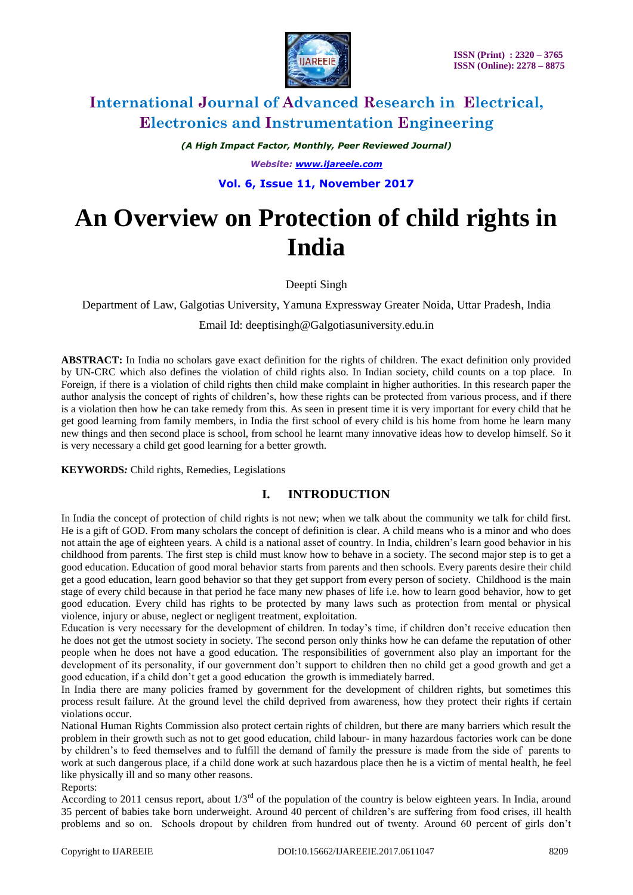# An Overview on Protection of child rights in India

Deepti Singh

Department of Law, Galgotias University, Yamuna Expressway Greater Noida, Uttar Pradesh, India

Email Id: deeptisingh@Galgotiasuniversity.edu.in

**ABSTRACT:** In India no scholars gave exact definition for the rights of children. The exact definition only provided by UN-CRC which also defines the violation of child rights also. In Indian society, child counts on a top place. In Foreign, if there is a violation of child rights then child make complaint in higher authorities. In this research paper the author analysis the concept of rights of children's, how these rights can be protected from various process, and if there is a violation then how he can take remedy from this. As seen in present time it is very important for every child that he get good learning from family members, in India the first school of every child is his home from home he learn many new things and then second place is school, from school he learnt many innovative ideas how to develop himself. So it is very necessary a child get good learning for a better growth.

**KEYWORDS:** Child rights, Remedies, Legislations

## I. INTRODUCTION

In India the concept of protection of child rights is not new; when we talk about the community we talk for child first. He is a gift of GOD. From many scholars the concept of definition is clear. A child means who is a minor and who does not attain the age of eighteen years. A child is a national asset of country. In India, children's learn good behavior in his childhood from parents. The first step is child must know how to behave in a society. The second major step is to get a good education. Education of good moral behavior starts from parents and then schools. Every parents desire their child get a good education, learn good behavior so that they get support from every person of society. Childhood is the main stage of every child because in that period he face many new phases of life i.e. how to learn good behavior, how to get good education. Every child has rights to be protected by many laws such as protection from mental or physical violence, injury or abuse, neglect or negligent treatment, exploitation.

Education is very necessary for the development of children. In today's time, if children don't receive education then he does not get the utmost society in society. The second person only thinks how he can defame the reputation of other people when he does not have a good education. The responsibilities of government also play an important for the development of its personality, if our government don't support to children then no child get a good growth and get a good education, if a child don't get a good education the growth is immediately barred.

In India there are many policies framed by government for the development of children rights, but sometimes this process result failure. At the ground level the child deprived from awareness, how they protect their rights if certain violations occur.

National Human Rights Commission also protect certain rights of children, but there are many barriers which result the problem in their growth such as not to get good education, child labour- in many hazardous factories work can be done by children's to feed themselves and to fulfill the demand of family the pressure is made from the side of parents to work at such dangerous place, if a child done work at such hazardous place then he is a victim of mental health, he feel like physically ill and so many other reasons.

Reports:

According to 2011 census report, about 1/3rd of the population of the country is below eighteen years. In India, around 35 percent of babies take born underweight. Around 40 percent of children's are suffering from food crises, ill health problems and so on. Schools dropout by children from hundred out of twenty. Around 60 percent of girls don't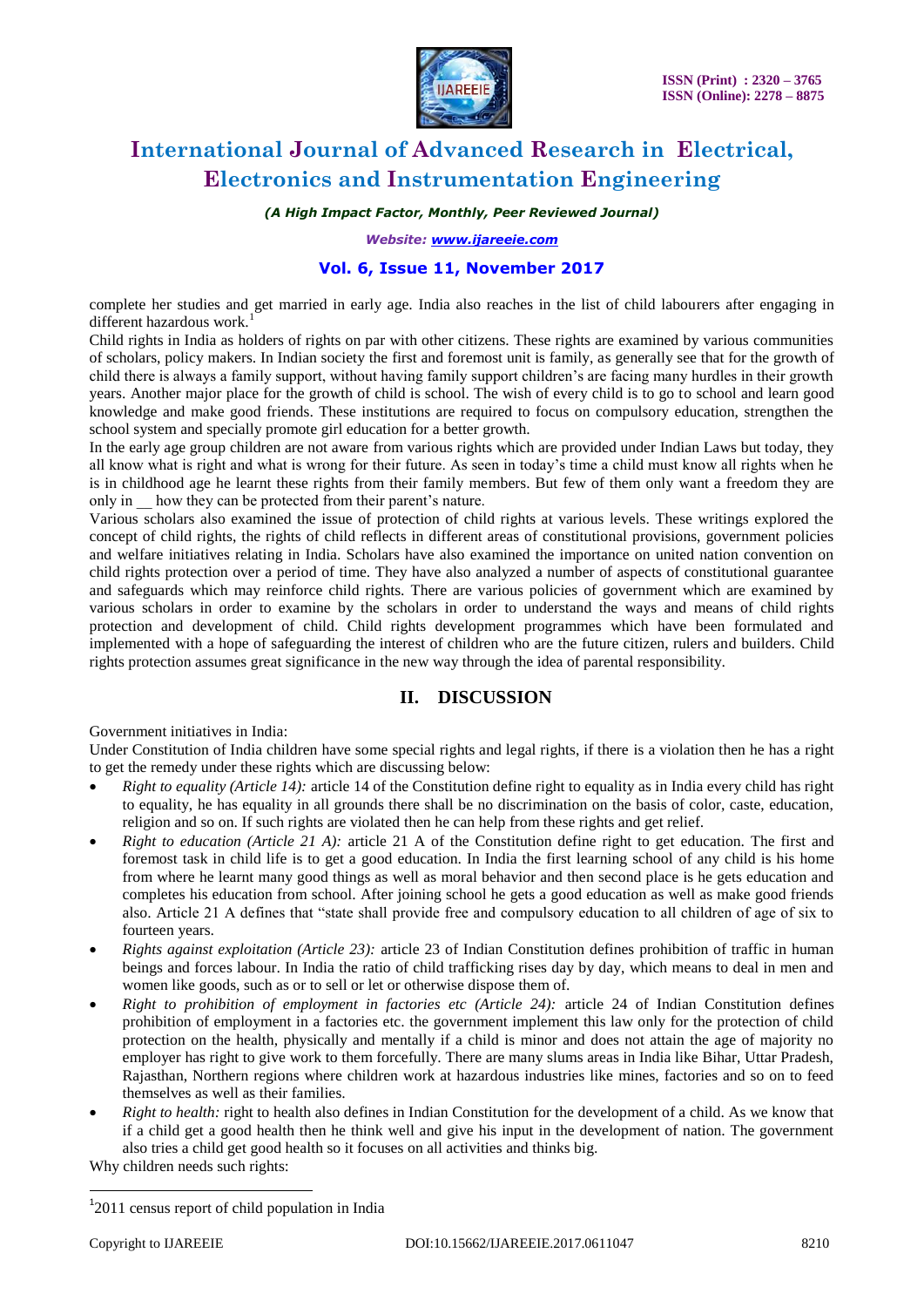complete her studies and get married in early age. India also reaches in the list of child labourers after engaging in different hazardous work.[1]

Child rights in India as holders of rights on par with other citizens. These rights are examined by various communities of scholars, policy makers. In Indian society the first and foremost unit is family, as generally see that for the growth of child there is always a family support, without having family support children's are facing many hurdles in their growth years. Another major place for the growth of child is school. The wish of every child is to go to school and learn good knowledge and make good friends. These institutions are required to focus on compulsory education, strengthen the school system and specially promote girl education for a better growth.

In the early age group children are not aware from various rights which are provided under Indian Laws but today, they all know what is right and what is wrong for their future. As seen in today's time a child must know all rights when he is in childhood age he learnt these rights from their family members. But few of them only want a freedom they are only in __ how they can be protected from their parent's nature.

Various scholars also examined the issue of protection of child rights at various levels. These writings explored the concept of child rights, the rights of child reflects in different areas of constitutional provisions, government policies and welfare initiatives relating in India. Scholars have also examined the importance on united nation convention on child rights protection over a period of time. They have also analyzed a number of aspects of constitutional guarantee and safeguards which may reinforce child rights. There are various policies of government which are examined by various scholars in order to examine by the scholars in order to understand the ways and means of child rights protection and development of child. Child rights development programmes which have been formulated and implemented with a hope of safeguarding the interest of children who are the future citizen, rulers and builders. Child rights protection assumes great significance in the new way through the idea of parental responsibility.

## II. DISCUSSION

Government initiatives in India:

Under Constitution of India children have some special rights and legal rights, if there is a violation then he has a right to get the remedy under these rights which are discussing below:

- *Right to equality (Article 14):* article 14 of the Constitution define right to equality as in India every child has right to equality, he has equality in all grounds there shall be no discrimination on the basis of color, caste, education, religion and so on. If such rights are violated then he can help from these rights and get relief.
- *Right to education (Article 21 A):* article 21 A of the Constitution define right to get education. The first and foremost task in child life is to get a good education. In India the first learning school of any child is his home from where he learnt many good things as well as moral behavior and then second place is he gets education and completes his education from school. After joining school he gets a good education as well as make good friends also. Article 21 A defines that "state shall provide free and compulsory education to all children of age of six to fourteen years.
- *Rights against exploitation (Article 23):* article 23 of Indian Constitution defines prohibition of traffic in human beings and forces labour. In India the ratio of child trafficking rises day by day, which means to deal in men and women like goods, such as or to sell or let or otherwise dispose them of.
- *Right to prohibition of employment in factories etc (Article 24):* article 24 of Indian Constitution defines prohibition of employment in a factories etc. the government implement this law only for the protection of child protection on the health, physically and mentally if a child is minor and does not attain the age of majority no employer has right to give work to them forcefully. There are many slums areas in India like Bihar, Uttar Pradesh, Rajasthan, Northern regions where children work at hazardous industries like mines, factories and so on to feed themselves as well as their families.
- *Right to health:* right to health also defines in Indian Constitution for the development of a child. As we know that if a child get a good health then he think well and give his input in the development of nation. The government also tries a child get good health so it focuses on all activities and thinks big.

Why children needs such rights:

[1] 2011 census report of child population in India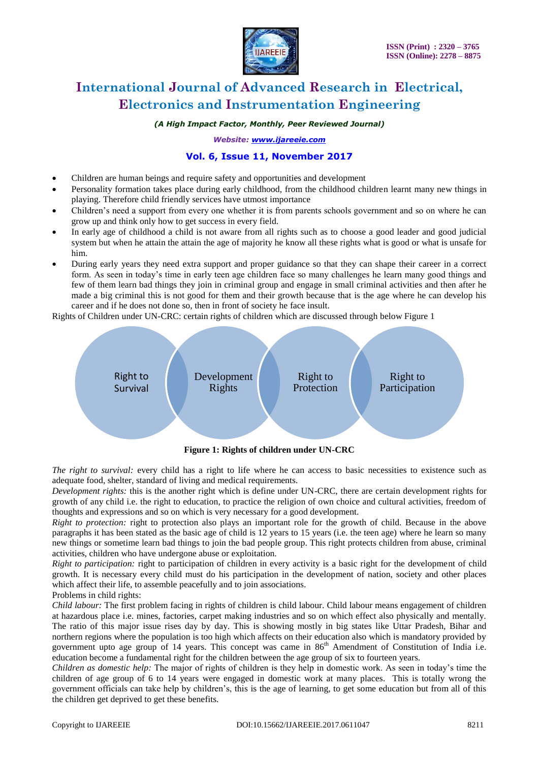- Children are human beings and require safety and opportunities and development
- Personality formation takes place during early childhood, from the childhood children learnt many new things in playing. Therefore child friendly services have utmost importance
- Children's need a support from every one whether it is from parents schools government and so on where he can grow up and think only how to get success in every field.
- In early age of childhood a child is not aware from all rights such as to choose a good leader and good judicial system but when he attain the attain the age of majority he know all these rights what is good or what is unsafe for him.
- During early years they need extra support and proper guidance so that they can shape their career in a correct form. As seen in today's time in early teen age children face so many challenges he learn many good things and few of them learn bad things they join in criminal group and engage in small criminal activities and then after he made a big criminal this is not good for them and their growth because that is the age where he can develop his career and if he does not done so, then in front of society he face insult.

Rights of Children under UN-CRC: certain rights of children which are discussed through below Figure 1

Right to Survival | Development Rights | Right to Protection | Right to Participation

**Figure 1: Rights of children under UN-CRC**

*The right to survival:* every child has a right to life where he can access to basic necessities to existence such as adequate food, shelter, standard of living and medical requirements.

*Development rights:* this is the another right which is define under UN-CRC, there are certain development rights for growth of any child i.e. the right to education, to practice the religion of own choice and cultural activities, freedom of thoughts and expressions and so on which is very necessary for a good development.

*Right to protection:* right to protection also plays an important role for the growth of child. Because in the above paragraphs it has been stated as the basic age of child is 12 years to 15 years (i.e. the teen age) where he learn so many new things or sometime learn bad things to join the bad people group. This right protects children from abuse, criminal activities, children who have undergone abuse or exploitation.

*Right to participation:* right to participation of children in every activity is a basic right for the development of child growth. It is necessary every child must do his participation in the development of nation, society and other places which affect their life, to assemble peacefully and to join associations.

Problems in child rights:

*Child labour:* The first problem facing in rights of children is child labour. Child labour means engagement of children at hazardous place i.e. mines, factories, carpet making industries and so on which effect also physically and mentally. The ratio of this major issue rises day by day. This is showing mostly in big states like Uttar Pradesh, Bihar and northern regions where the population is too high which affects on their education also which is mandatory provided by government upto age group of 14 years. This concept was came in 86th Amendment of Constitution of India i.e. education become a fundamental right for the children between the age group of six to fourteen years.

*Children as domestic help:* The major of rights of children is they help in domestic work. As seen in today's time the children of age group of 6 to 14 years were engaged in domestic work at many places. This is totally wrong the government officials can take help by children's, this is the age of learning, to get some education but from all of this the children get deprived to get these benefits.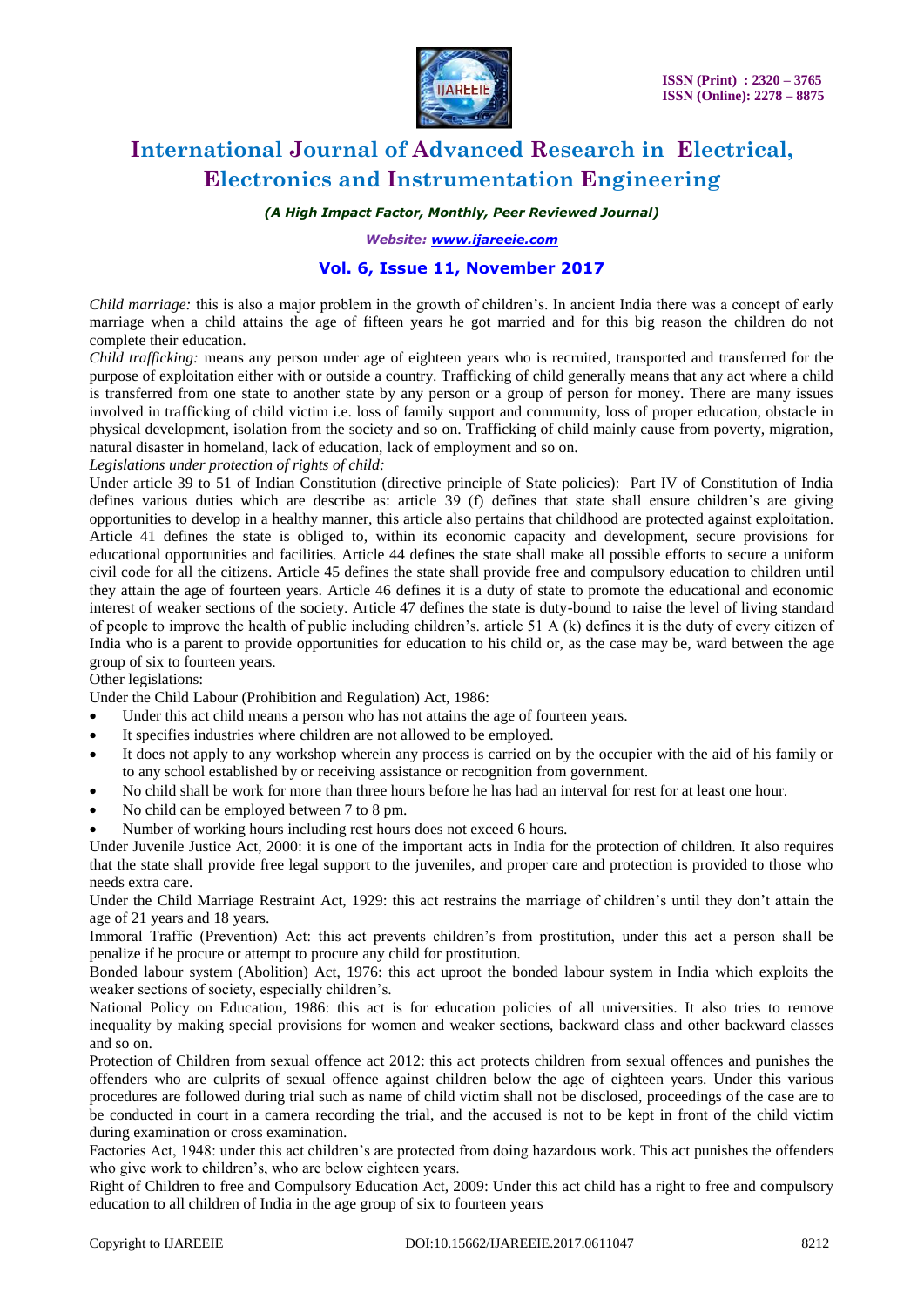*Child marriage:* this is also a major problem in the growth of children's. In ancient India there was a concept of early marriage when a child attains the age of fifteen years he got married and for this big reason the children do not complete their education.

*Child trafficking:* means any person under age of eighteen years who is recruited, transported and transferred for the purpose of exploitation either with or outside a country. Trafficking of child generally means that any act where a child is transferred from one state to another state by any person or a group of person for money. There are many issues involved in trafficking of child victim i.e. loss of family support and community, loss of proper education, obstacle in physical development, isolation from the society and so on. Trafficking of child mainly cause from poverty, migration, natural disaster in homeland, lack of education, lack of employment and so on.

*Legislations under protection of rights of child:*

Under article 39 to 51 of Indian Constitution (directive principle of State policies): Part IV of Constitution of India defines various duties which are describe as: article 39 (f) defines that state shall ensure children's are giving opportunities to develop in a healthy manner, this article also pertains that childhood are protected against exploitation. Article 41 defines the state is obliged to, within its economic capacity and development, secure provisions for educational opportunities and facilities. Article 44 defines the state shall make all possible efforts to secure a uniform civil code for all the citizens. Article 45 defines the state shall provide free and compulsory education to children until they attain the age of fourteen years. Article 46 defines it is a duty of state to promote the educational and economic interest of weaker sections of the society. Article 47 defines the state is duty-bound to raise the level of living standard of people to improve the health of public including children's. article 51 A (k) defines it is the duty of every citizen of India who is a parent to provide opportunities for education to his child or, as the case may be, ward between the age group of six to fourteen years.

Other legislations:

Under the Child Labour (Prohibition and Regulation) Act, 1986:

- Under this act child means a person who has not attains the age of fourteen years.
- It specifies industries where children are not allowed to be employed.
- It does not apply to any workshop wherein any process is carried on by the occupier with the aid of his family or to any school established by or receiving assistance or recognition from government.
- No child shall be work for more than three hours before he has had an interval for rest for at least one hour.
- No child can be employed between 7 to 8 pm.
- Number of working hours including rest hours does not exceed 6 hours.

Under Juvenile Justice Act, 2000: it is one of the important acts in India for the protection of children. It also requires that the state shall provide free legal support to the juveniles, and proper care and protection is provided to those who needs extra care.

Under the Child Marriage Restraint Act, 1929: this act restrains the marriage of children's until they don't attain the age of 21 years and 18 years.

Immoral Traffic (Prevention) Act: this act prevents children's from prostitution, under this act a person shall be penalize if he procure or attempt to procure any child for prostitution.

Bonded labour system (Abolition) Act, 1976: this act uproot the bonded labour system in India which exploits the weaker sections of society, especially children's.

National Policy on Education, 1986: this act is for education policies of all universities. It also tries to remove inequality by making special provisions for women and weaker sections, backward class and other backward classes and so on.

Protection of Children from sexual offence act 2012: this act protects children from sexual offences and punishes the offenders who are culprits of sexual offence against children below the age of eighteen years. Under this various procedures are followed during trial such as name of child victim shall not be disclosed, proceedings of the case are to be conducted in court in a camera recording the trial, and the accused is not to be kept in front of the child victim during examination or cross examination.

Factories Act, 1948: under this act children's are protected from doing hazardous work. This act punishes the offenders who give work to children's, who are below eighteen years.

Right of Children to free and Compulsory Education Act, 2009: Under this act child has a right to free and compulsory education to all children of India in the age group of six to fourteen years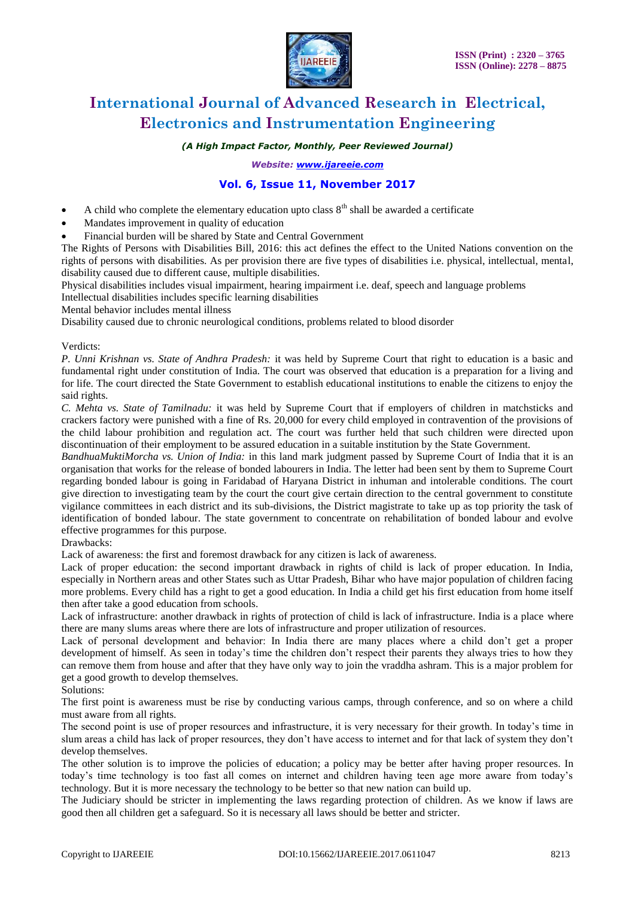- A child who complete the elementary education upto class 8[th] shall be awarded a certificate
- Mandates improvement in quality of education
- Financial burden will be shared by State and Central Government

The Rights of Persons with Disabilities Bill, 2016: this act defines the effect to the United Nations convention on the rights of persons with disabilities. As per provision there are five types of disabilities i.e. physical, intellectual, mental, disability caused due to different cause, multiple disabilities.

Physical disabilities includes visual impairment, hearing impairment i.e. deaf, speech and language problems

Intellectual disabilities includes specific learning disabilities

Mental behavior includes mental illness

Disability caused due to chronic neurological conditions, problems related to blood disorder

Verdicts:

*P. Unni Krishnan vs. State of Andhra Pradesh:* it was held by Supreme Court that right to education is a basic and fundamental right under constitution of India. The court was observed that education is a preparation for a living and for life. The court directed the State Government to establish educational institutions to enable the citizens to enjoy the said rights.

*C. Mehta vs. State of Tamilnadu:* it was held by Supreme Court that if employers of children in matchsticks and crackers factory were punished with a fine of Rs. 20,000 for every child employed in contravention of the provisions of the child labour prohibition and regulation act. The court was further held that such children were directed upon discontinuation of their employment to be assured education in a suitable institution by the State Government.

*BandhuaMuktiMorcha vs. Union of India:* in this land mark judgment passed by Supreme Court of India that it is an organisation that works for the release of bonded labourers in India. The letter had been sent by them to Supreme Court regarding bonded labour is going in Faridabad of Haryana District in inhuman and intolerable conditions. The court give direction to investigating team by the court the court give certain direction to the central government to constitute vigilance committees in each district and its sub-divisions, the District magistrate to take up as top priority the task of identification of bonded labour. The state government to concentrate on rehabilitation of bonded labour and evolve effective programmes for this purpose.

Drawbacks:

Lack of awareness: the first and foremost drawback for any citizen is lack of awareness.

Lack of proper education: the second important drawback in rights of child is lack of proper education. In India, especially in Northern areas and other States such as Uttar Pradesh, Bihar who have major population of children facing more problems. Every child has a right to get a good education. In India a child get his first education from home itself then after take a good education from schools.

Lack of infrastructure: another drawback in rights of protection of child is lack of infrastructure. India is a place where there are many slums areas where there are lots of infrastructure and proper utilization of resources.

Lack of personal development and behavior: In India there are many places where a child don't get a proper development of himself. As seen in today's time the children don't respect their parents they always tries to how they can remove them from house and after that they have only way to join the vraddha ashram. This is a major problem for get a good growth to develop themselves.

Solutions:

The first point is awareness must be rise by conducting various camps, through conference, and so on where a child must aware from all rights.

The second point is use of proper resources and infrastructure, it is very necessary for their growth. In today's time in slum areas a child has lack of proper resources, they don't have access to internet and for that lack of system they don't develop themselves.

The other solution is to improve the policies of education; a policy may be better after having proper resources. In today's time technology is too fast all comes on internet and children having teen age more aware from today's technology. But it is more necessary the technology to be better so that new nation can build up.

The Judiciary should be stricter in implementing the laws regarding protection of children. As we know if laws are good then all children get a safeguard. So it is necessary all laws should be better and stricter.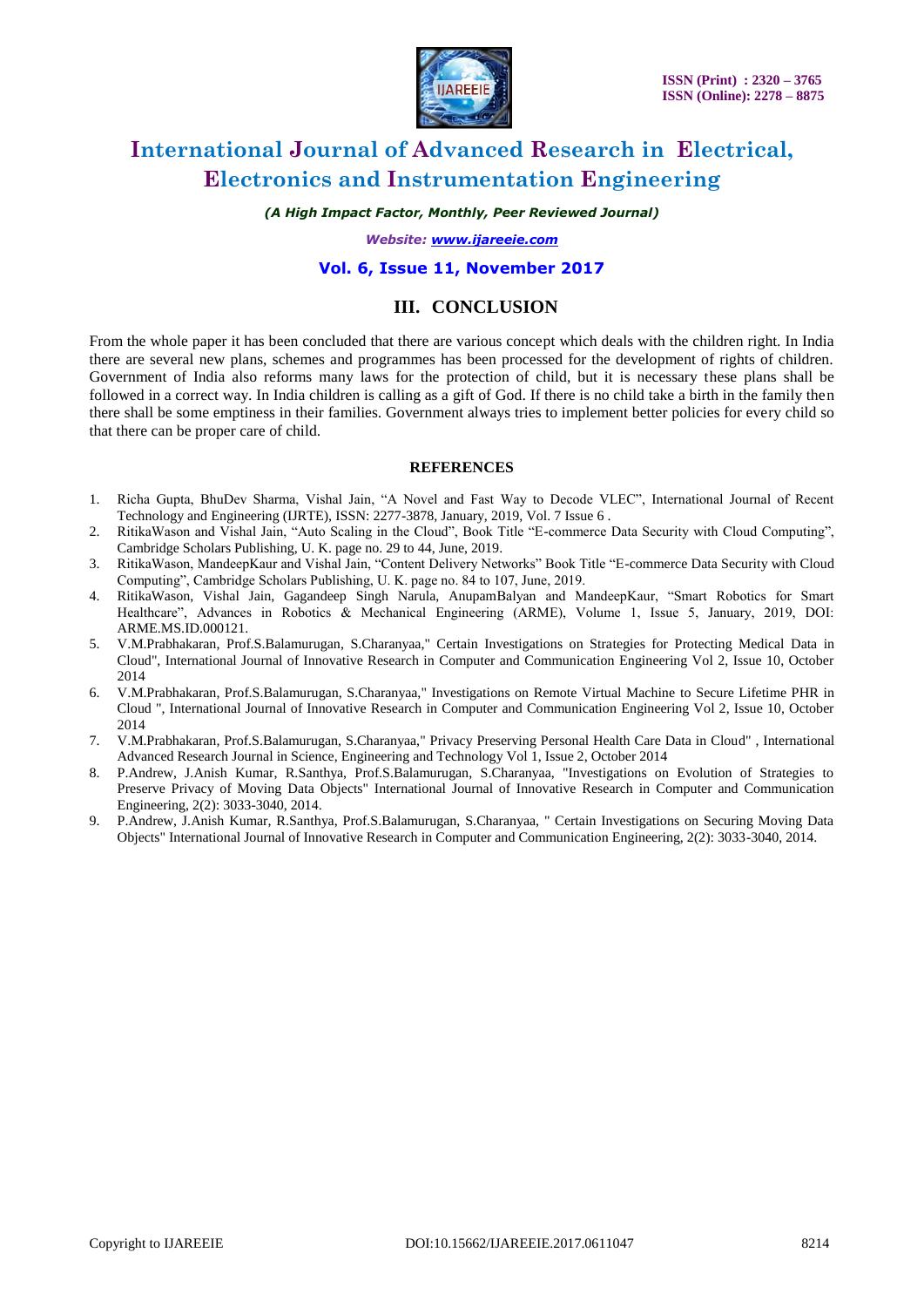## III. CONCLUSION

From the whole paper it has been concluded that there are various concept which deals with the children right. In India there are several new plans, schemes and programmes has been processed for the development of rights of children. Government of India also reforms many laws for the protection of child, but it is necessary these plans shall be followed in a correct way. In India children is calling as a gift of God. If there is no child take a birth in the family then there shall be some emptiness in their families. Government always tries to implement better policies for every child so that there can be proper care of child.

### REFERENCES

1. Richa Gupta, BhuDev Sharma, Vishal Jain, "A Novel and Fast Way to Decode VLEC", International Journal of Recent Technology and Engineering (IJRTE), ISSN: 2277-3878, January, 2019, Vol. 7 Issue 6 .
2. RitikaWason and Vishal Jain, "Auto Scaling in the Cloud", Book Title "E-commerce Data Security with Cloud Computing", Cambridge Scholars Publishing, U. K. page no. 29 to 44, June, 2019.
3. RitikaWason, MandeepKaur and Vishal Jain, "Content Delivery Networks" Book Title "E-commerce Data Security with Cloud Computing", Cambridge Scholars Publishing, U. K. page no. 84 to 107, June, 2019.
4. RitikaWason, Vishal Jain, Gagandeep Singh Narula, AnupamBalyan and MandeepKaur, "Smart Robotics for Smart Healthcare", Advances in Robotics & Mechanical Engineering (ARME), Volume 1, Issue 5, January, 2019, DOI: ARME.MS.ID.000121.
5. V.M.Prabhakaran, Prof.S.Balamurugan, S.Charanyaa," Certain Investigations on Strategies for Protecting Medical Data in Cloud", International Journal of Innovative Research in Computer and Communication Engineering Vol 2, Issue 10, October 2014
6. V.M.Prabhakaran, Prof.S.Balamurugan, S.Charanyaa," Investigations on Remote Virtual Machine to Secure Lifetime PHR in Cloud ", International Journal of Innovative Research in Computer and Communication Engineering Vol 2, Issue 10, October 2014
7. V.M.Prabhakaran, Prof.S.Balamurugan, S.Charanyaa," Privacy Preserving Personal Health Care Data in Cloud" , International Advanced Research Journal in Science, Engineering and Technology Vol 1, Issue 2, October 2014
8. P.Andrew, J.Anish Kumar, R.Santhya, Prof.S.Balamurugan, S.Charanyaa, "Investigations on Evolution of Strategies to Preserve Privacy of Moving Data Objects" International Journal of Innovative Research in Computer and Communication Engineering, 2(2): 3033-3040, 2014.
9. P.Andrew, J.Anish Kumar, R.Santhya, Prof.S.Balamurugan, S.Charanyaa, " Certain Investigations on Securing Moving Data Objects" International Journal of Innovative Research in Computer and Communication Engineering, 2(2): 3033-3040, 2014.